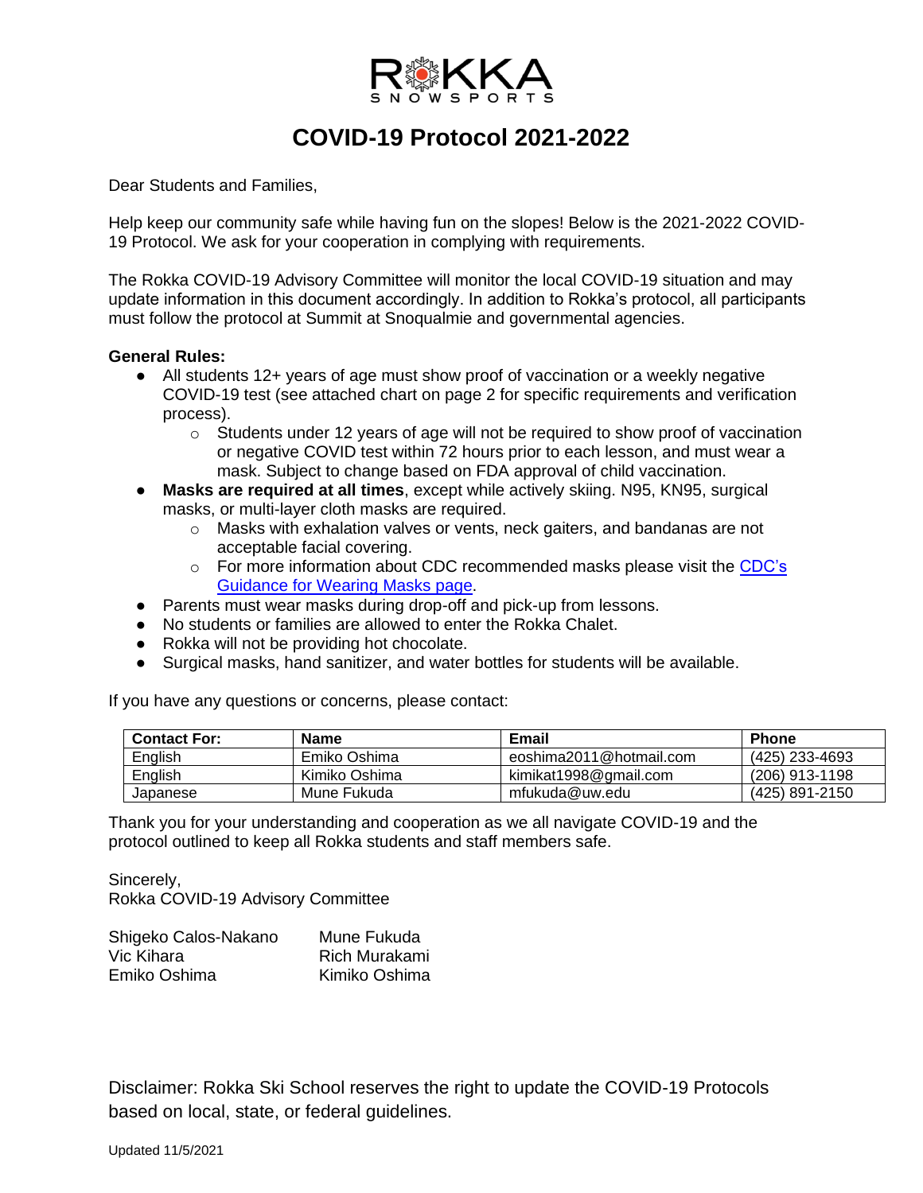ROKKA SNOWSPORTS

# COVID-19 Protocol 2021-2022

Dear Students and Families,

Help keep our community safe while having fun on the slopes! Below is the 2021-2022 COVID-19 Protocol. We ask for your cooperation in complying with requirements.

The Rokka COVID-19 Advisory Committee will monitor the local COVID-19 situation and may update information in this document accordingly. In addition to Rokka's protocol, all participants must follow the protocol at Summit at Snoqualmie and governmental agencies.

**General Rules:**

- All students 12+ years of age must show proof of vaccination or a weekly negative COVID-19 test (see attached chart on page 2 for specific requirements and verification process).
  - Students under 12 years of age will not be required to show proof of vaccination or negative COVID test within 72 hours prior to each lesson, and must wear a mask. Subject to change based on FDA approval of child vaccination.
- **Masks are required at all times**, except while actively skiing. N95, KN95, surgical masks, or multi-layer cloth masks are required.
  - Masks with exhalation valves or vents, neck gaiters, and bandanas are not acceptable facial covering.
  - For more information about CDC recommended masks please visit the CDC's Guidance for Wearing Masks page.
- Parents must wear masks during drop-off and pick-up from lessons.
- No students or families are allowed to enter the Rokka Chalet.
- Rokka will not be providing hot chocolate.
- Surgical masks, hand sanitizer, and water bottles for students will be available.

If you have any questions or concerns, please contact:

| Contact For: | Name | Email | Phone |
| --- | --- | --- | --- |
| English | Emiko Oshima | eoshima2011@hotmail.com | (425) 233-4693 |
| English | Kimiko Oshima | kimikat1998@gmail.com | (206) 913-1198 |
| Japanese | Mune Fukuda | mfukuda@uw.edu | (425) 891-2150 |

Thank you for your understanding and cooperation as we all navigate COVID-19 and the protocol outlined to keep all Rokka students and staff members safe.

Sincerely,
Rokka COVID-19 Advisory Committee

Shigeko Calos-Nakano
Vic Kihara
Emiko Oshima
Mune Fukuda
Rich Murakami
Kimiko Oshima

Disclaimer: Rokka Ski School reserves the right to update the COVID-19 Protocols based on local, state, or federal guidelines.

Updated 11/5/2021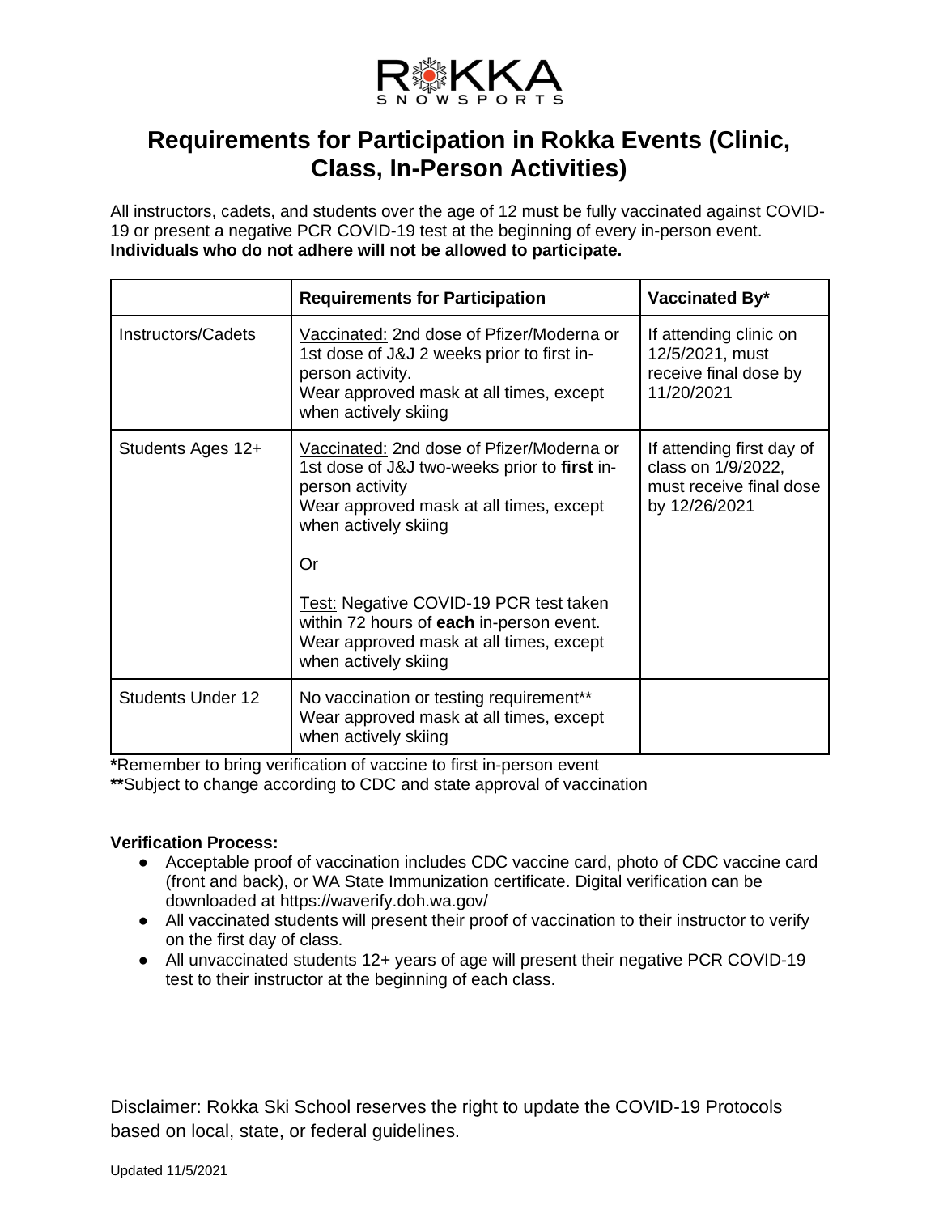# Requirements for Participation in Rokka Events (Clinic, Class, In-Person Activities)

All instructors, cadets, and students over the age of 12 must be fully vaccinated against COVID-19 or present a negative PCR COVID-19 test at the beginning of every in-person event. **Individuals who do not adhere will not be allowed to participate.**

| | **Requirements for Participation** | **Vaccinated By*** |
|---|---|---|
| Instructors/Cadets | Vaccinated: 2nd dose of Pfizer/Moderna or 1st dose of J&J 2 weeks prior to first in-person activity.<br>Wear approved mask at all times, except when actively skiing | If attending clinic on 12/5/2021, must receive final dose by 11/20/2021 |
| Students Ages 12+ | Vaccinated: 2nd dose of Pfizer/Moderna or 1st dose of J&J two-weeks prior to **first** in-person activity<br>Wear approved mask at all times, except when actively skiing<br><br>Or<br><br>Test: Negative COVID-19 PCR test taken within 72 hours of **each** in-person event.<br>Wear approved mask at all times, except when actively skiing | If attending first day of class on 1/9/2022, must receive final dose by 12/26/2021 |
| Students Under 12 | No vaccination or testing requirement**<br>Wear approved mask at all times, except when actively skiing | |

**\***Remember to bring verification of vaccine to first in-person event

**\*\***Subject to change according to CDC and state approval of vaccination

**Verification Process:**

- Acceptable proof of vaccination includes CDC vaccine card, photo of CDC vaccine card (front and back), or WA State Immunization certificate. Digital verification can be downloaded at https://waverify.doh.wa.gov/
- All vaccinated students will present their proof of vaccination to their instructor to verify on the first day of class.
- All unvaccinated students 12+ years of age will present their negative PCR COVID-19 test to their instructor at the beginning of each class.

Disclaimer: Rokka Ski School reserves the right to update the COVID-19 Protocols based on local, state, or federal guidelines.

Updated 11/5/2021